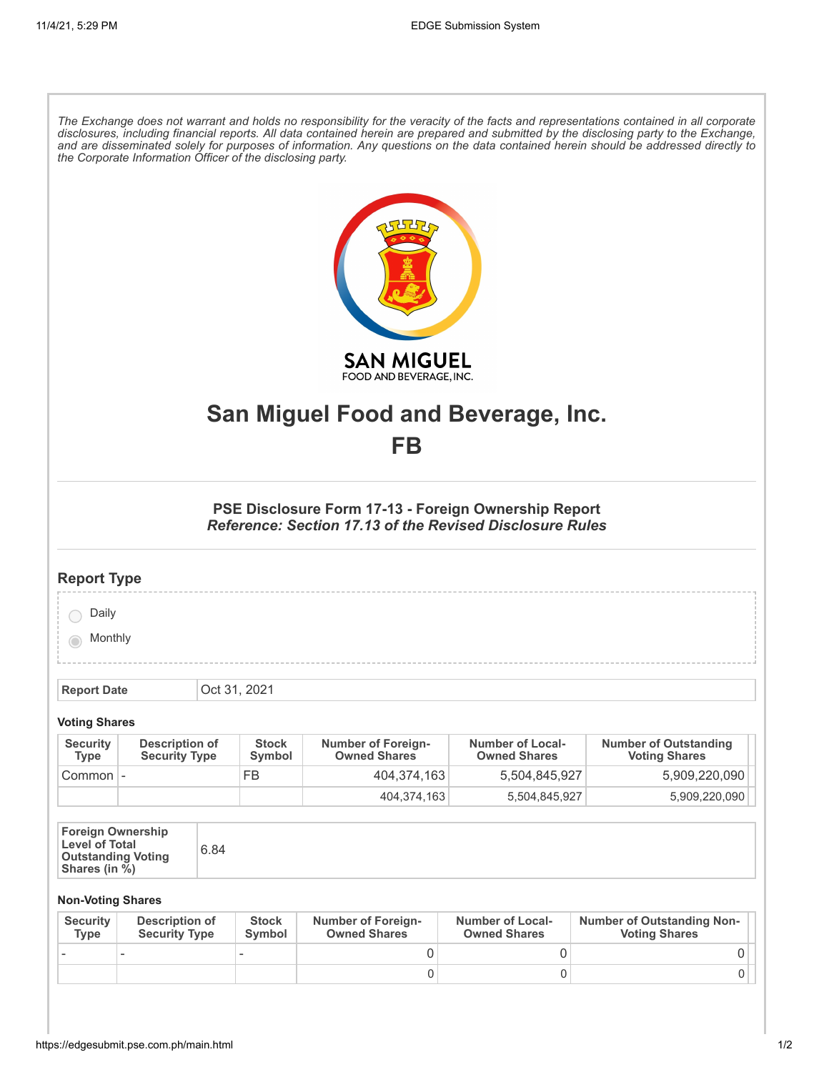*The Exchange does not warrant and holds no responsibility for the veracity of the facts and representations contained in all corporate disclosures, including financial reports. All data contained herein are prepared and submitted by the disclosing party to the Exchange, and are disseminated solely for purposes of information. Any questions on the data contained herein should be addressed directly to the Corporate Information Officer of the disclosing party.*

# San Miguel Food and Beverage, Inc.

# FB

### PSE Disclosure Form 17-13 - Foreign Ownership Report
***Reference: Section 17.13 of the Revised Disclosure Rules***

## Report Type

- ○ Daily
- ◉ Monthly

| **Report Date** | Oct 31, 2021 |
|---|---|

**Voting Shares**

| Security Type | Description of Security Type | Stock Symbol | Number of Foreign-Owned Shares | Number of Local-Owned Shares | Number of Outstanding Voting Shares |
|---|---|---|---|---|---|
| Common | - | FB | 404,374,163 | 5,504,845,927 | 5,909,220,090 |
| | | | 404,374,163 | 5,504,845,927 | 5,909,220,090 |

| **Foreign Ownership Level of Total Outstanding Voting Shares (in %)** | 6.84 |
|---|---|

**Non-Voting Shares**

| Security Type | Description of Security Type | Stock Symbol | Number of Foreign-Owned Shares | Number of Local-Owned Shares | Number of Outstanding Non-Voting Shares |
|---|---|---|---|---|---|
| - | - | - | 0 | 0 | 0 |
| | | | 0 | 0 | 0 |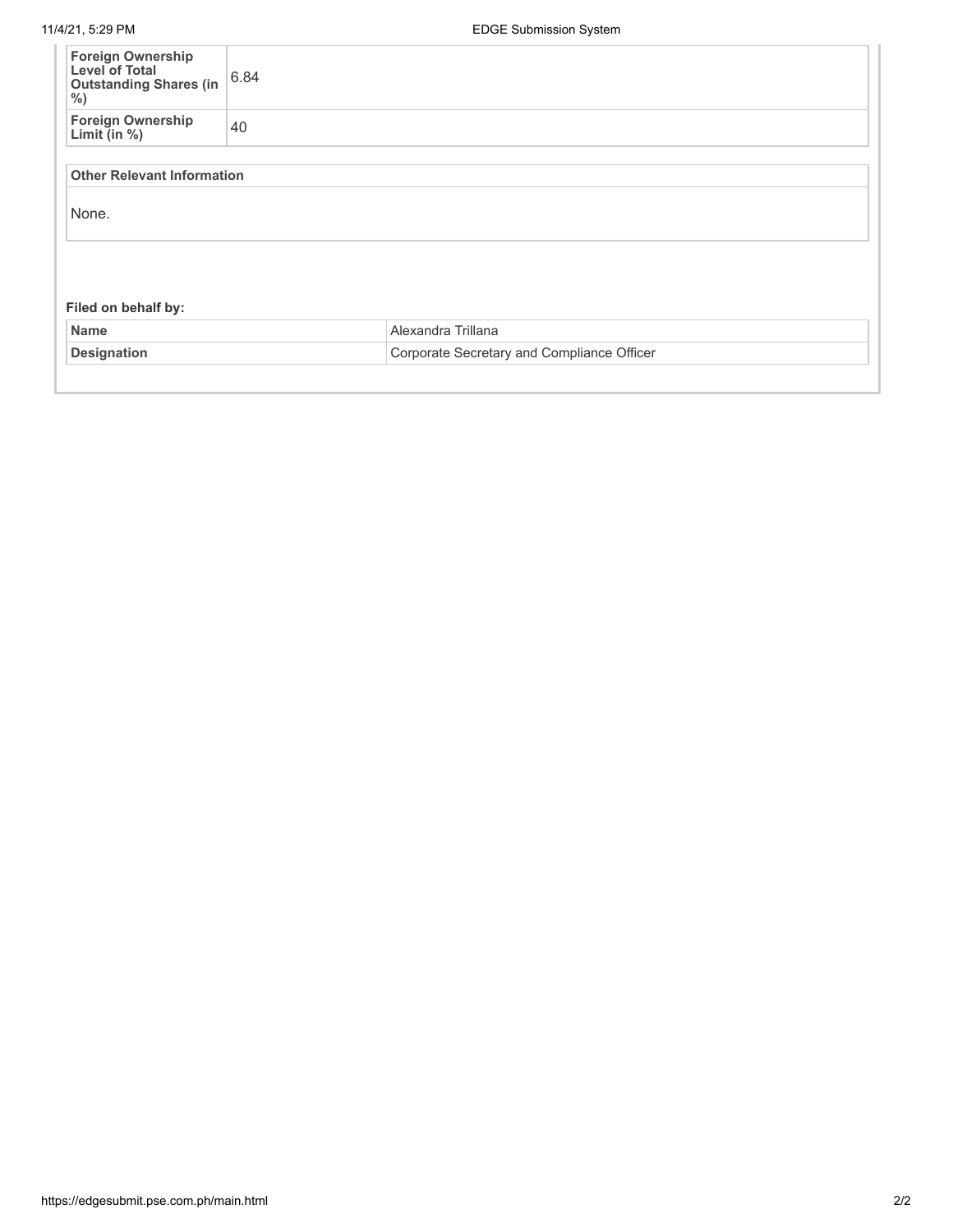| | |
|---|---|
| **Foreign Ownership Level of Total Outstanding Shares (in %)** | 6.84 |
| **Foreign Ownership Limit (in %)** | 40 |

| **Other Relevant Information** |
|---|
| None. |

**Filed on behalf by:**

| | |
|---|---|
| **Name** | Alexandra Trillana |
| **Designation** | Corporate Secretary and Compliance Officer |